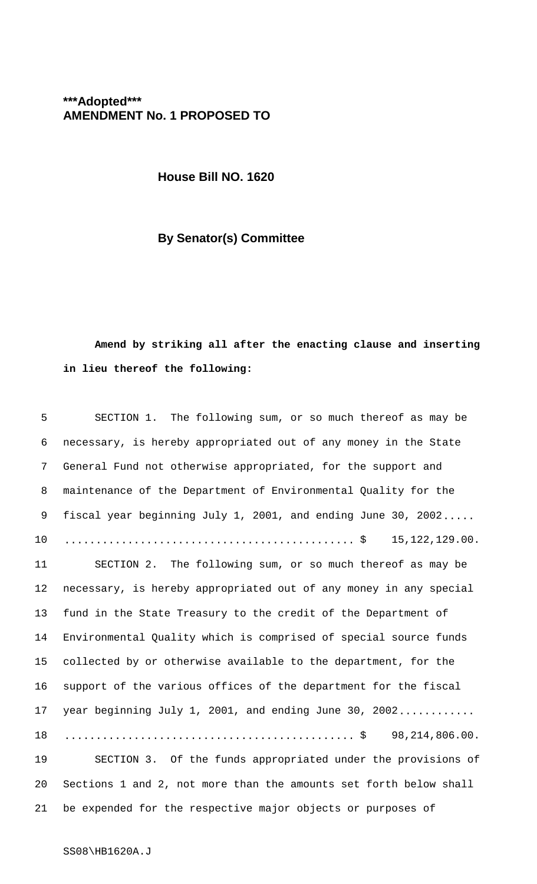**\*\*\*Adopted\*\*\***
**AMENDMENT No. 1 PROPOSED TO**

**House Bill NO. 1620**

**By Senator(s) Committee**

**Amend by striking all after the enacting clause and inserting in lieu thereof the following:**

SECTION 1. The following sum, or so much thereof as may be necessary, is hereby appropriated out of any money in the State General Fund not otherwise appropriated, for the support and maintenance of the Department of Environmental Quality for the fiscal year beginning July 1, 2001, and ending June 30, 2002...... .............................................. $ 15,122,129.00.

SECTION 2. The following sum, or so much thereof as may be necessary, is hereby appropriated out of any money in any special fund in the State Treasury to the credit of the Department of Environmental Quality which is comprised of special source funds collected by or otherwise available to the department, for the support of the various offices of the department for the fiscal year beginning July 1, 2001, and ending June 30, 2002............ .............................................. $ 98,214,806.00.

SECTION 3. Of the funds appropriated under the provisions of Sections 1 and 2, not more than the amounts set forth below shall be expended for the respective major objects or purposes of

SS08\HB1620A.J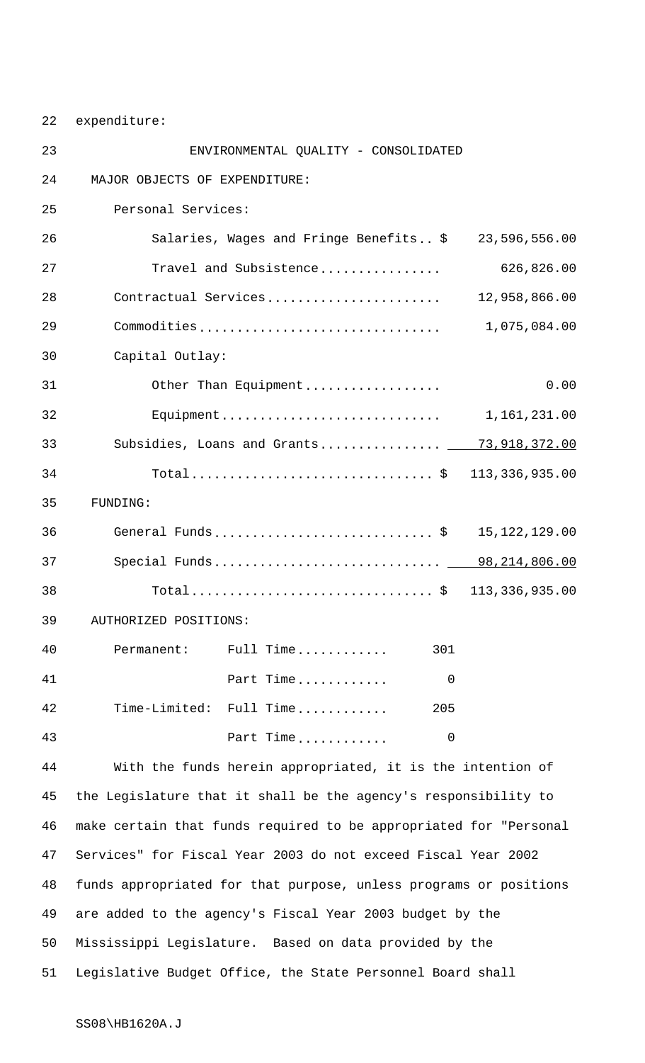expenditure:

## ENVIRONMENTAL QUALITY - CONSOLIDATED

MAJOR OBJECTS OF EXPENDITURE:

| | | |
|---|---|---|
| Personal Services: | | |
| Salaries, Wages and Fringe Benefits | $ | 23,596,556.00 |
| Travel and Subsistence | | 626,826.00 |
| Contractual Services | | 12,958,866.00 |
| Commodities | | 1,075,084.00 |
| Capital Outlay: | | |
| Other Than Equipment | | 0.00 |
| Equipment | | 1,161,231.00 |
| Subsidies, Loans and Grants | | 73,918,372.00 |
| Total | $ | 113,336,935.00 |

FUNDING:

| | | |
|---|---|---|
| General Funds | $ | 15,122,129.00 |
| Special Funds | | 98,214,806.00 |
| Total | $ | 113,336,935.00 |

AUTHORIZED POSITIONS:

| | | |
|---|---|---|
| Permanent: | Full Time | 301 |
| | Part Time | 0 |
| Time-Limited: | Full Time | 205 |
| | Part Time | 0 |

With the funds herein appropriated, it is the intention of the Legislature that it shall be the agency's responsibility to make certain that funds required to be appropriated for "Personal Services" for Fiscal Year 2003 do not exceed Fiscal Year 2002 funds appropriated for that purpose, unless programs or positions are added to the agency's Fiscal Year 2003 budget by the Mississippi Legislature. Based on data provided by the Legislative Budget Office, the State Personnel Board shall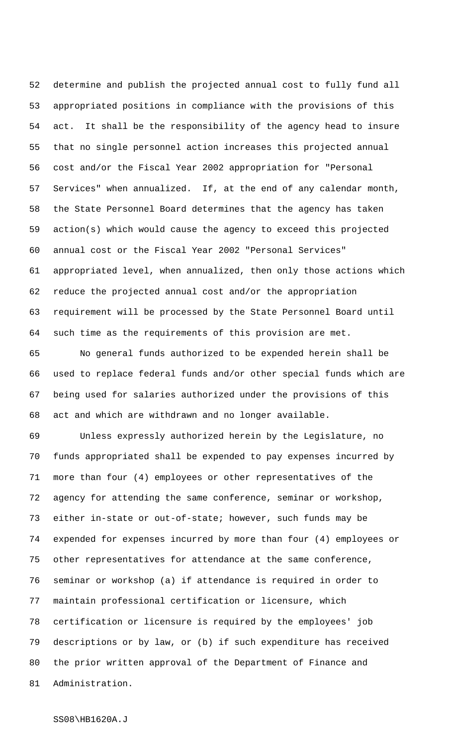determine and publish the projected annual cost to fully fund all appropriated positions in compliance with the provisions of this act. It shall be the responsibility of the agency head to insure that no single personnel action increases this projected annual cost and/or the Fiscal Year 2002 appropriation for "Personal Services" when annualized. If, at the end of any calendar month, the State Personnel Board determines that the agency has taken action(s) which would cause the agency to exceed this projected annual cost or the Fiscal Year 2002 "Personal Services" appropriated level, when annualized, then only those actions which reduce the projected annual cost and/or the appropriation requirement will be processed by the State Personnel Board until such time as the requirements of this provision are met.

No general funds authorized to be expended herein shall be used to replace federal funds and/or other special funds which are being used for salaries authorized under the provisions of this act and which are withdrawn and no longer available.

Unless expressly authorized herein by the Legislature, no funds appropriated shall be expended to pay expenses incurred by more than four (4) employees or other representatives of the agency for attending the same conference, seminar or workshop, either in-state or out-of-state; however, such funds may be expended for expenses incurred by more than four (4) employees or other representatives for attendance at the same conference, seminar or workshop (a) if attendance is required in order to maintain professional certification or licensure, which certification or licensure is required by the employees' job descriptions or by law, or (b) if such expenditure has received the prior written approval of the Department of Finance and Administration.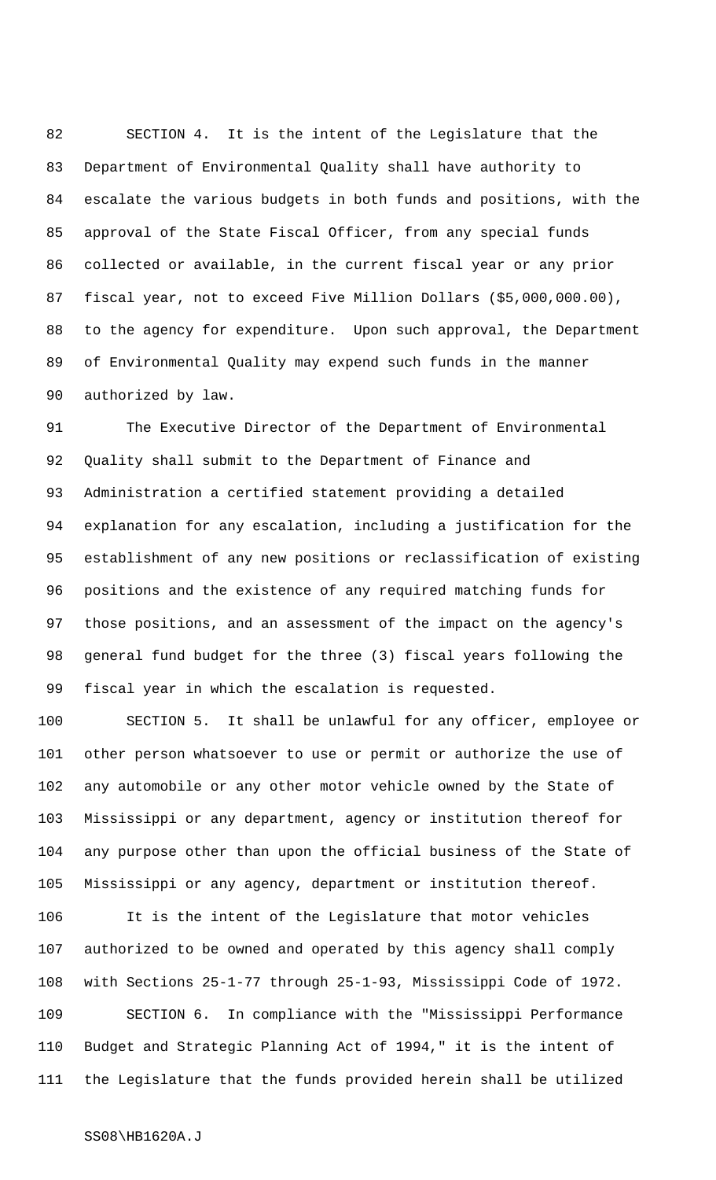SECTION 4. It is the intent of the Legislature that the Department of Environmental Quality shall have authority to escalate the various budgets in both funds and positions, with the approval of the State Fiscal Officer, from any special funds collected or available, in the current fiscal year or any prior fiscal year, not to exceed Five Million Dollars ($5,000,000.00), to the agency for expenditure. Upon such approval, the Department of Environmental Quality may expend such funds in the manner authorized by law.

The Executive Director of the Department of Environmental Quality shall submit to the Department of Finance and Administration a certified statement providing a detailed explanation for any escalation, including a justification for the establishment of any new positions or reclassification of existing positions and the existence of any required matching funds for those positions, and an assessment of the impact on the agency's general fund budget for the three (3) fiscal years following the fiscal year in which the escalation is requested.

SECTION 5. It shall be unlawful for any officer, employee or other person whatsoever to use or permit or authorize the use of any automobile or any other motor vehicle owned by the State of Mississippi or any department, agency or institution thereof for any purpose other than upon the official business of the State of Mississippi or any agency, department or institution thereof.

It is the intent of the Legislature that motor vehicles authorized to be owned and operated by this agency shall comply with Sections 25-1-77 through 25-1-93, Mississippi Code of 1972.

SECTION 6. In compliance with the "Mississippi Performance Budget and Strategic Planning Act of 1994," it is the intent of the Legislature that the funds provided herein shall be utilized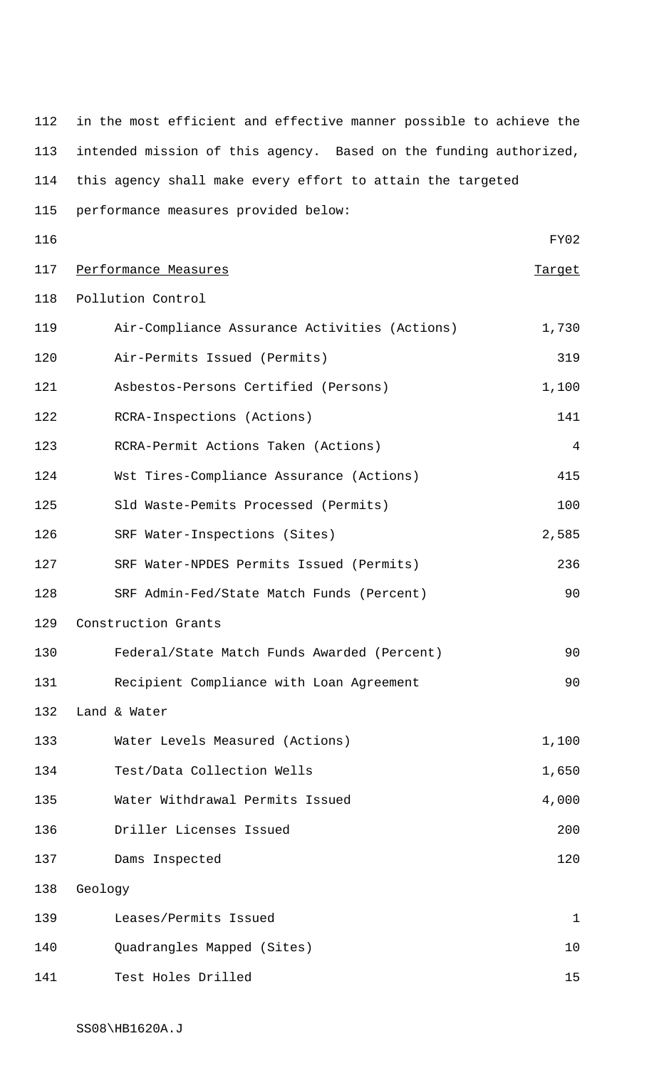in the most efficient and effective manner possible to achieve the intended mission of this agency. Based on the funding authorized, this agency shall make every effort to attain the targeted performance measures provided below:

| Performance Measures | FY02 Target |
|---|---|
| **Pollution Control** | |
| Air-Compliance Assurance Activities (Actions) | 1,730 |
| Air-Permits Issued (Permits) | 319 |
| Asbestos-Persons Certified (Persons) | 1,100 |
| RCRA-Inspections (Actions) | 141 |
| RCRA-Permit Actions Taken (Actions) | 4 |
| Wst Tires-Compliance Assurance (Actions) | 415 |
| Sld Waste-Pemits Processed (Permits) | 100 |
| SRF Water-Inspections (Sites) | 2,585 |
| SRF Water-NPDES Permits Issued (Permits) | 236 |
| SRF Admin-Fed/State Match Funds (Percent) | 90 |
| **Construction Grants** | |
| Federal/State Match Funds Awarded (Percent) | 90 |
| Recipient Compliance with Loan Agreement | 90 |
| **Land & Water** | |
| Water Levels Measured (Actions) | 1,100 |
| Test/Data Collection Wells | 1,650 |
| Water Withdrawal Permits Issued | 4,000 |
| Driller Licenses Issued | 200 |
| Dams Inspected | 120 |
| **Geology** | |
| Leases/Permits Issued | 1 |
| Quadrangles Mapped (Sites) | 10 |
| Test Holes Drilled | 15 |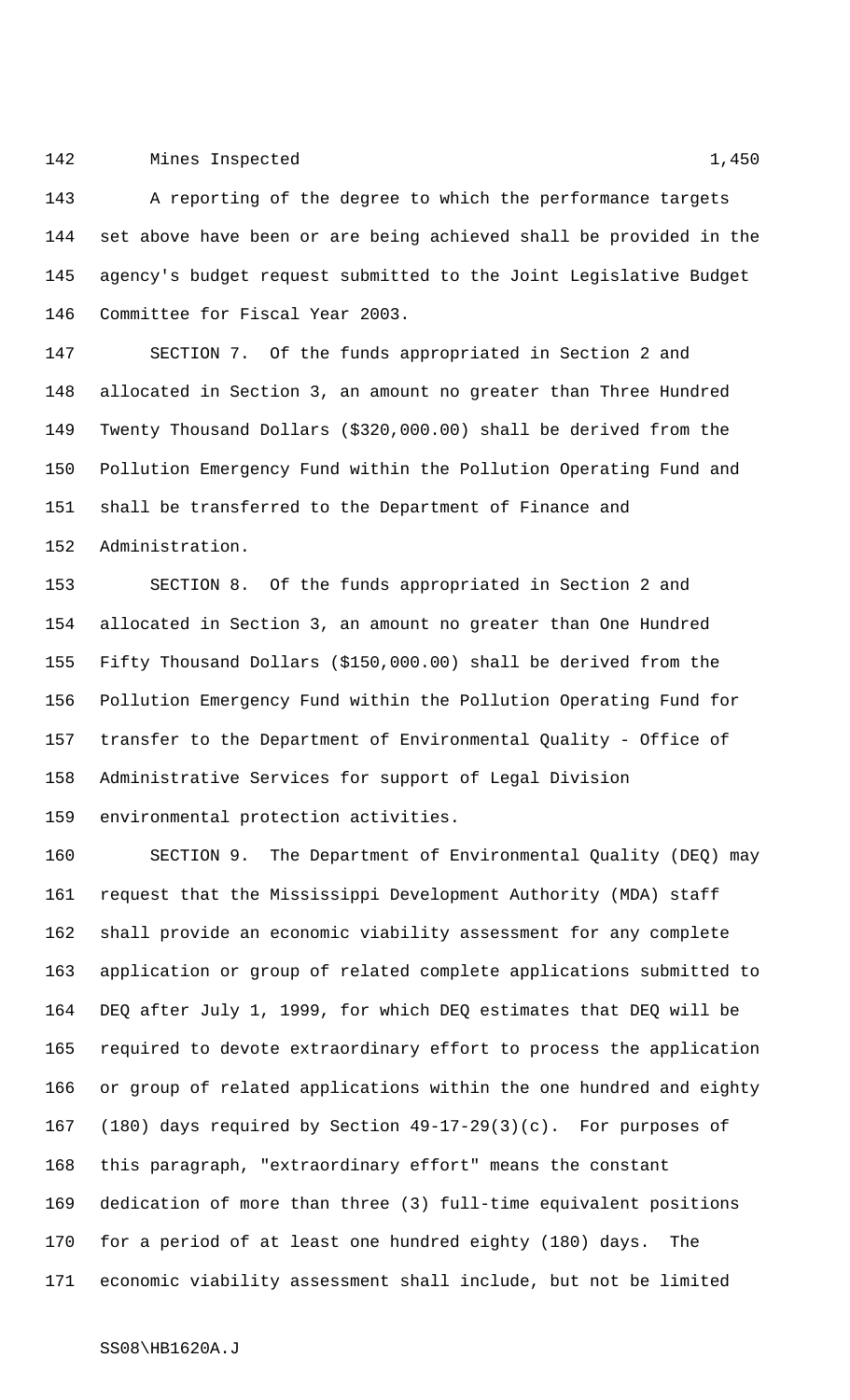Mines Inspected 1,450

A reporting of the degree to which the performance targets set above have been or are being achieved shall be provided in the agency's budget request submitted to the Joint Legislative Budget Committee for Fiscal Year 2003.

SECTION 7. Of the funds appropriated in Section 2 and allocated in Section 3, an amount no greater than Three Hundred Twenty Thousand Dollars ($320,000.00) shall be derived from the Pollution Emergency Fund within the Pollution Operating Fund and shall be transferred to the Department of Finance and Administration.

SECTION 8. Of the funds appropriated in Section 2 and allocated in Section 3, an amount no greater than One Hundred Fifty Thousand Dollars ($150,000.00) shall be derived from the Pollution Emergency Fund within the Pollution Operating Fund for transfer to the Department of Environmental Quality - Office of Administrative Services for support of Legal Division environmental protection activities.

SECTION 9. The Department of Environmental Quality (DEQ) may request that the Mississippi Development Authority (MDA) staff shall provide an economic viability assessment for any complete application or group of related complete applications submitted to DEQ after July 1, 1999, for which DEQ estimates that DEQ will be required to devote extraordinary effort to process the application or group of related applications within the one hundred and eighty (180) days required by Section 49-17-29(3)(c). For purposes of this paragraph, "extraordinary effort" means the constant dedication of more than three (3) full-time equivalent positions for a period of at least one hundred eighty (180) days. The economic viability assessment shall include, but not be limited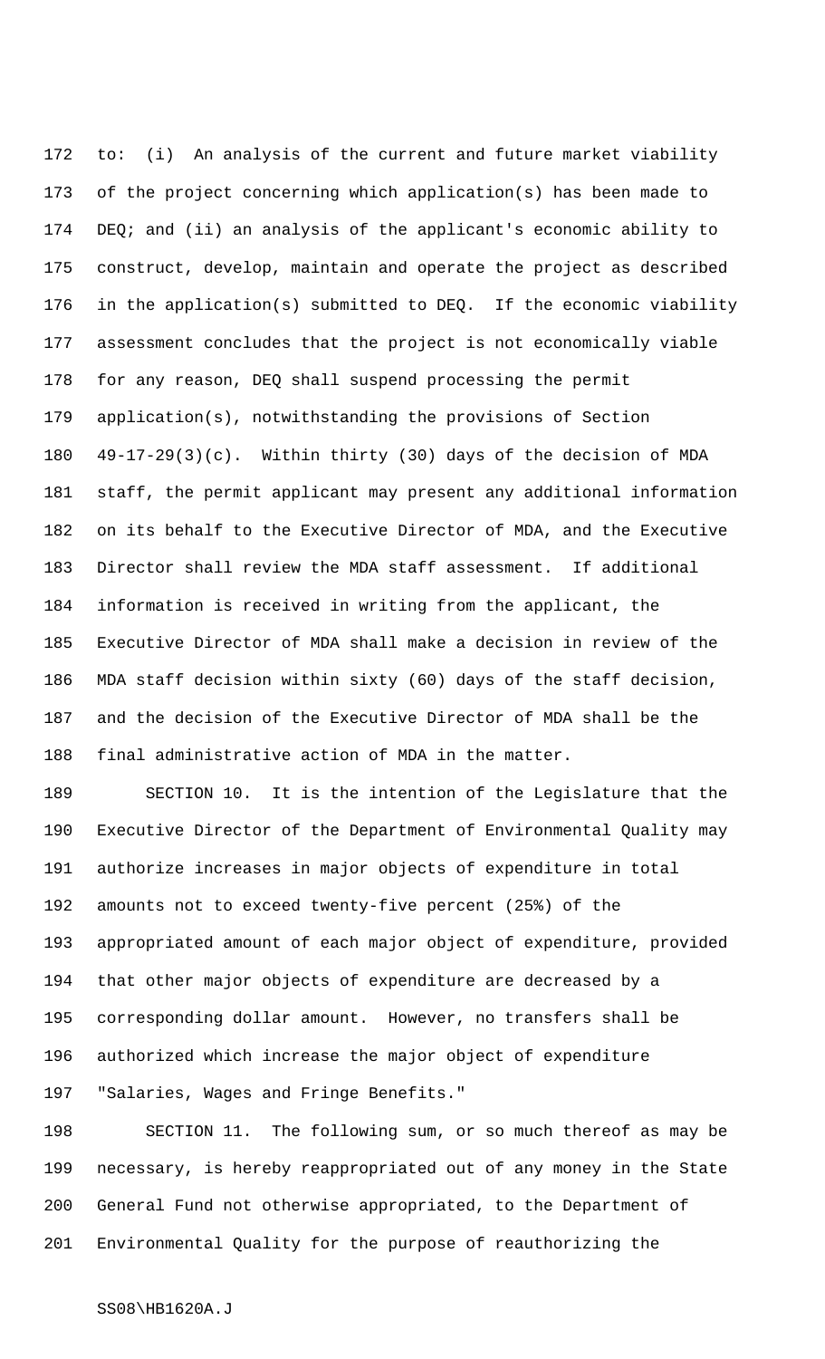to: (i) An analysis of the current and future market viability of the project concerning which application(s) has been made to DEQ; and (ii) an analysis of the applicant's economic ability to construct, develop, maintain and operate the project as described in the application(s) submitted to DEQ. If the economic viability assessment concludes that the project is not economically viable for any reason, DEQ shall suspend processing the permit application(s), notwithstanding the provisions of Section 49-17-29(3)(c). Within thirty (30) days of the decision of MDA staff, the permit applicant may present any additional information on its behalf to the Executive Director of MDA, and the Executive Director shall review the MDA staff assessment. If additional information is received in writing from the applicant, the Executive Director of MDA shall make a decision in review of the MDA staff decision within sixty (60) days of the staff decision, and the decision of the Executive Director of MDA shall be the final administrative action of MDA in the matter.

SECTION 10. It is the intention of the Legislature that the Executive Director of the Department of Environmental Quality may authorize increases in major objects of expenditure in total amounts not to exceed twenty-five percent (25%) of the appropriated amount of each major object of expenditure, provided that other major objects of expenditure are decreased by a corresponding dollar amount. However, no transfers shall be authorized which increase the major object of expenditure "Salaries, Wages and Fringe Benefits."

SECTION 11. The following sum, or so much thereof as may be necessary, is hereby reappropriated out of any money in the State General Fund not otherwise appropriated, to the Department of Environmental Quality for the purpose of reauthorizing the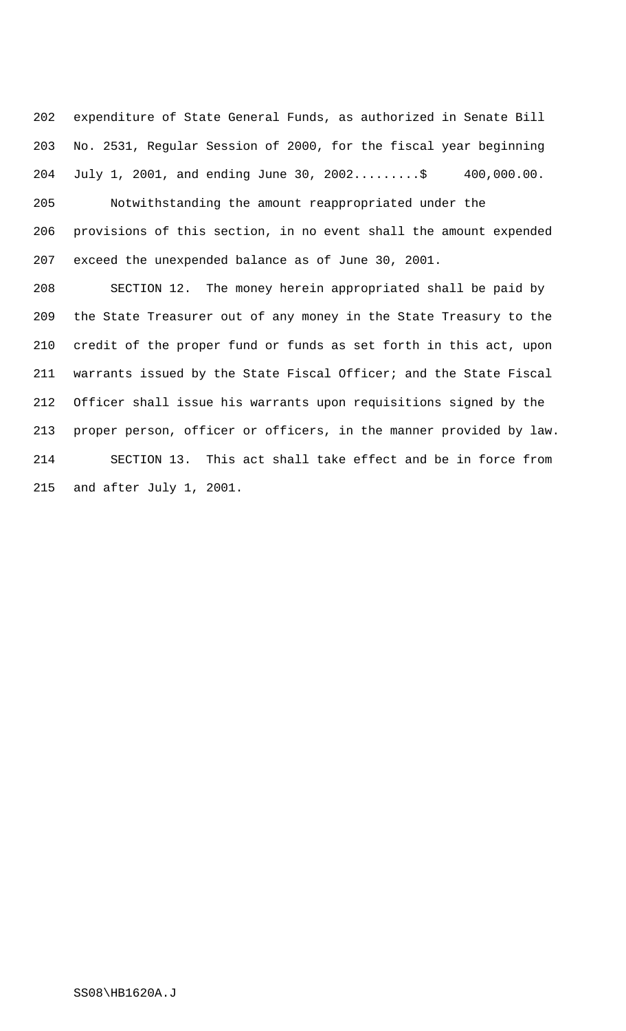expenditure of State General Funds, as authorized in Senate Bill No. 2531, Regular Session of 2000, for the fiscal year beginning July 1, 2001, and ending June 30, 2002.........$ 400,000.00.

Notwithstanding the amount reappropriated under the provisions of this section, in no event shall the amount expended exceed the unexpended balance as of June 30, 2001.

SECTION 12. The money herein appropriated shall be paid by the State Treasurer out of any money in the State Treasury to the credit of the proper fund or funds as set forth in this act, upon warrants issued by the State Fiscal Officer; and the State Fiscal Officer shall issue his warrants upon requisitions signed by the proper person, officer or officers, in the manner provided by law.

SECTION 13. This act shall take effect and be in force from and after July 1, 2001.